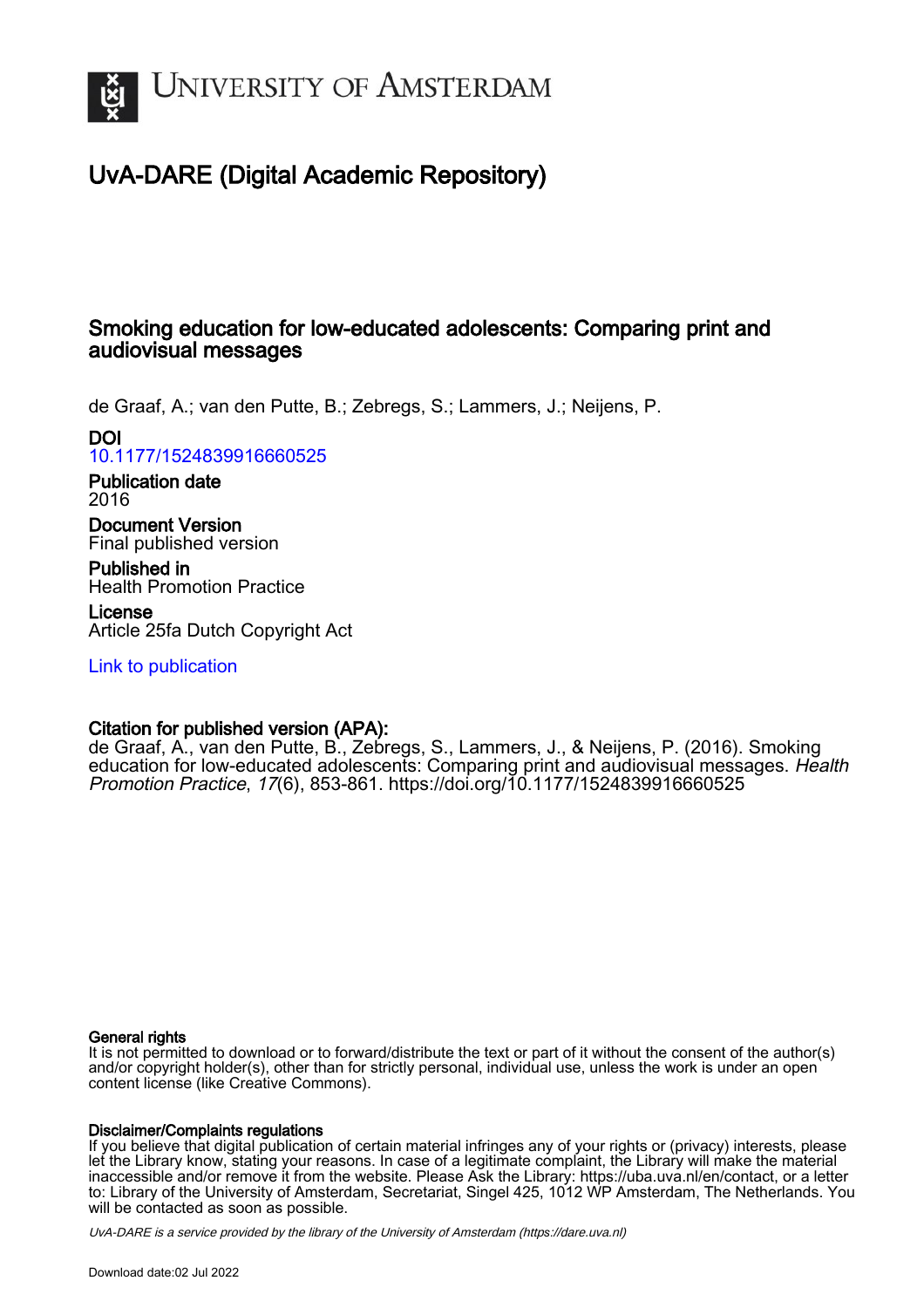# UvA-DARE (Digital Academic Repository)

## Smoking education for low-educated adolescents: Comparing print and audiovisual messages

de Graaf, A.; van den Putte, B.; Zebregs, S.; Lammers, J.; Neijens, P.

**DOI**
10.1177/1524839916660525

**Publication date**
2016

**Document Version**
Final published version

**Published in**
Health Promotion Practice

**License**
Article 25fa Dutch Copyright Act

Link to publication

**Citation for published version (APA):**
de Graaf, A., van den Putte, B., Zebregs, S., Lammers, J., & Neijens, P. (2016). Smoking education for low-educated adolescents: Comparing print and audiovisual messages. *Health Promotion Practice*, *17*(6), 853-861. https://doi.org/10.1177/1524839916660525

**General rights**
It is not permitted to download or to forward/distribute the text or part of it without the consent of the author(s) and/or copyright holder(s), other than for strictly personal, individual use, unless the work is under an open content license (like Creative Commons).

**Disclaimer/Complaints regulations**
If you believe that digital publication of certain material infringes any of your rights or (privacy) interests, please let the Library know, stating your reasons. In case of a legitimate complaint, the Library will make the material inaccessible and/or remove it from the website. Please Ask the Library: https://uba.uva.nl/en/contact, or a letter to: Library of the University of Amsterdam, Secretariat, Singel 425, 1012 WP Amsterdam, The Netherlands. You will be contacted as soon as possible.

*UvA-DARE is a service provided by the library of the University of Amsterdam (https://dare.uva.nl)*

Download date:02 Jul 2022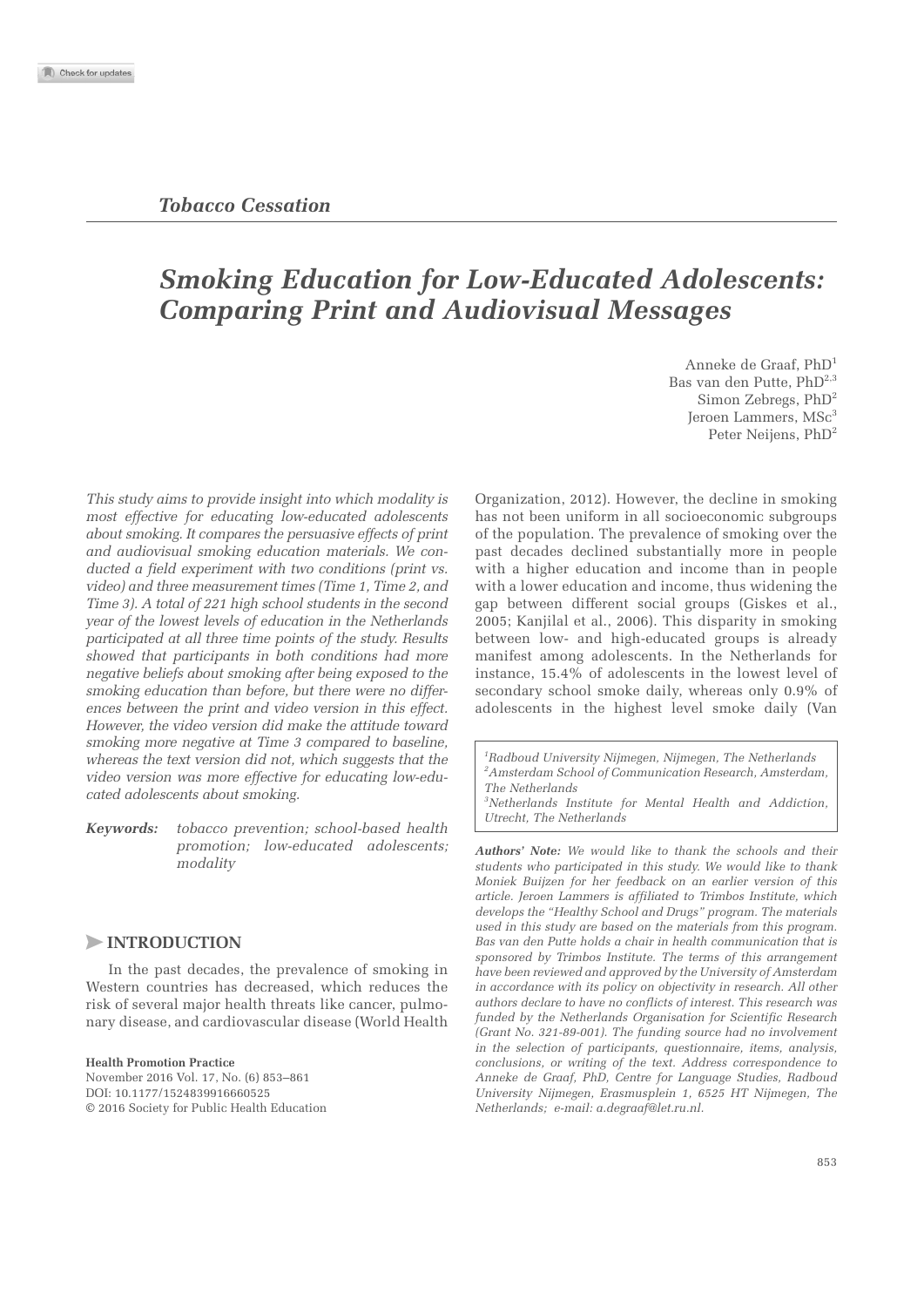## Tobacco Cessation

# Smoking Education for Low-Educated Adolescents: Comparing Print and Audiovisual Messages

Anneke de Graaf, PhD[1]
Bas van den Putte, PhD[2,3]
Simon Zebregs, PhD[2]
Jeroen Lammers, MSc[3]
Peter Neijens, PhD[2]

*This study aims to provide insight into which modality is most effective for educating low-educated adolescents about smoking. It compares the persuasive effects of print and audiovisual smoking education materials. We conducted a field experiment with two conditions (print vs. video) and three measurement times (Time 1, Time 2, and Time 3). A total of 221 high school students in the second year of the lowest levels of education in the Netherlands participated at all three time points of the study. Results showed that participants in both conditions had more negative beliefs about smoking after being exposed to the smoking education than before, but there were no differences between the print and video version in this effect. However, the video version did make the attitude toward smoking more negative at Time 3 compared to baseline, whereas the text version did not, which suggests that the video version was more effective for educating low-educated adolescents about smoking.*

***Keywords:*** *tobacco prevention; school-based health promotion; low-educated adolescents; modality*

## INTRODUCTION

In the past decades, the prevalence of smoking in Western countries has decreased, which reduces the risk of several major health threats like cancer, pulmonary disease, and cardiovascular disease (World Health Organization, 2012). However, the decline in smoking has not been uniform in all socioeconomic subgroups of the population. The prevalence of smoking over the past decades declined substantially more in people with a higher education and income than in people with a lower education and income, thus widening the gap between different social groups (Giskes et al., 2005; Kanjilal et al., 2006). This disparity in smoking between low- and high-educated groups is already manifest among adolescents. In the Netherlands for instance, 15.4% of adolescents in the lowest level of secondary school smoke daily, whereas only 0.9% of adolescents in the highest level smoke daily (Van

*[1]Radboud University Nijmegen, Nijmegen, The Netherlands*
*[2]Amsterdam School of Communication Research, Amsterdam, The Netherlands*
*[3]Netherlands Institute for Mental Health and Addiction, Utrecht, The Netherlands*

***Authors' Note:*** *We would like to thank the schools and their students who participated in this study. We would like to thank Moniek Buijzen for her feedback on an earlier version of this article. Jeroen Lammers is affiliated to Trimbos Institute, which develops the "Healthy School and Drugs" program. The materials used in this study are based on the materials from this program. Bas van den Putte holds a chair in health communication that is sponsored by Trimbos Institute. The terms of this arrangement have been reviewed and approved by the University of Amsterdam in accordance with its policy on objectivity in research. All other authors declare to have no conflicts of interest. This research was funded by the Netherlands Organisation for Scientific Research (Grant No. 321-89-001). The funding source had no involvement in the selection of participants, questionnaire, items, analysis, conclusions, or writing of the text. Address correspondence to Anneke de Graaf, PhD, Centre for Language Studies, Radboud University Nijmegen, Erasmusplein 1, 6525 HT Nijmegen, The Netherlands; e-mail: a.degraaf@let.ru.nl.*

**Health Promotion Practice**
November 2016 Vol. 17, No. (6) 853–861
DOI: 10.1177/1524839916660525
© 2016 Society for Public Health Education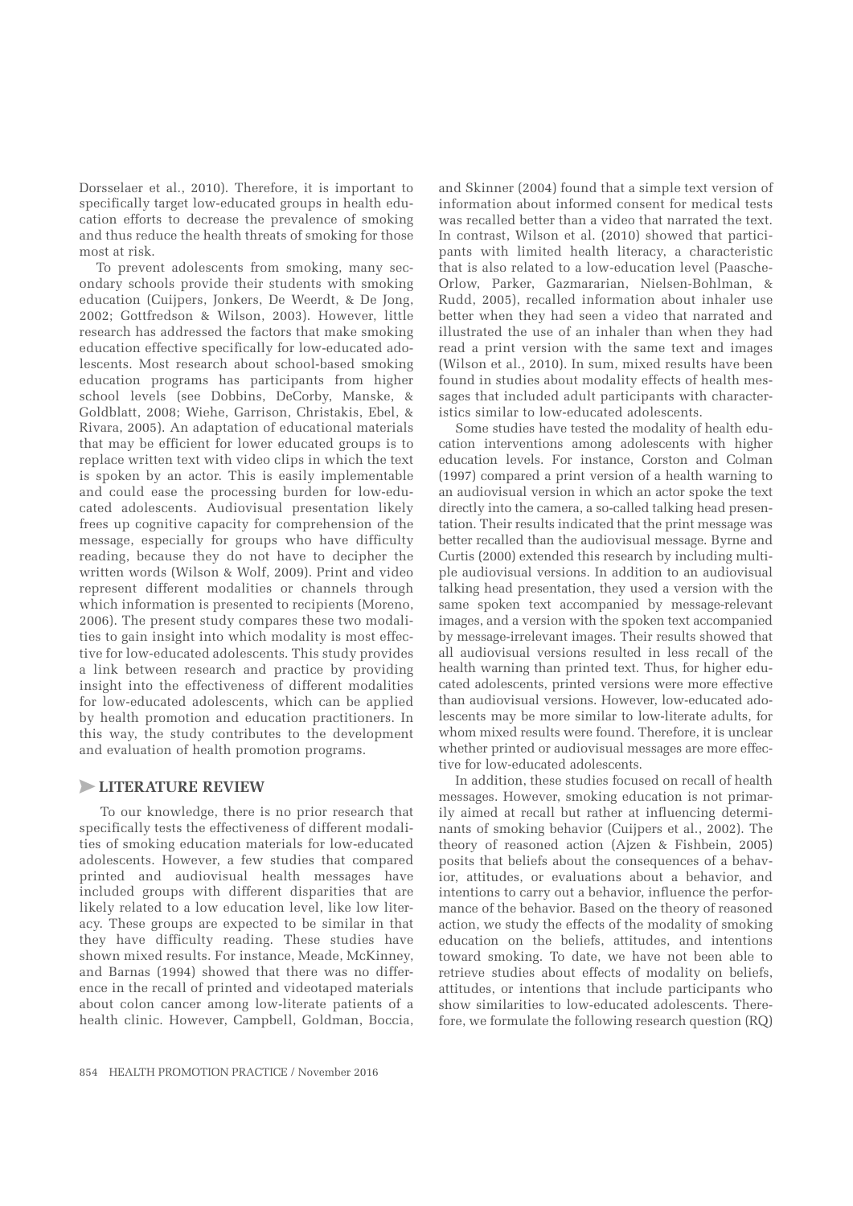Dorsselaer et al., 2010). Therefore, it is important to specifically target low-educated groups in health education efforts to decrease the prevalence of smoking and thus reduce the health threats of smoking for those most at risk.

To prevent adolescents from smoking, many secondary schools provide their students with smoking education (Cuijpers, Jonkers, De Weerdt, & De Jong, 2002; Gottfredson & Wilson, 2003). However, little research has addressed the factors that make smoking education effective specifically for low-educated adolescents. Most research about school-based smoking education programs has participants from higher school levels (see Dobbins, DeCorby, Manske, & Goldblatt, 2008; Wiehe, Garrison, Christakis, Ebel, & Rivara, 2005). An adaptation of educational materials that may be efficient for lower educated groups is to replace written text with video clips in which the text is spoken by an actor. This is easily implementable and could ease the processing burden for low-educated adolescents. Audiovisual presentation likely frees up cognitive capacity for comprehension of the message, especially for groups who have difficulty reading, because they do not have to decipher the written words (Wilson & Wolf, 2009). Print and video represent different modalities or channels through which information is presented to recipients (Moreno, 2006). The present study compares these two modalities to gain insight into which modality is most effective for low-educated adolescents. This study provides a link between research and practice by providing insight into the effectiveness of different modalities for low-educated adolescents, which can be applied by health promotion and education practitioners. In this way, the study contributes to the development and evaluation of health promotion programs.

## LITERATURE REVIEW

To our knowledge, there is no prior research that specifically tests the effectiveness of different modalities of smoking education materials for low-educated adolescents. However, a few studies that compared printed and audiovisual health messages have included groups with different disparities that are likely related to a low education level, like low literacy. These groups are expected to be similar in that they have difficulty reading. These studies have shown mixed results. For instance, Meade, McKinney, and Barnas (1994) showed that there was no difference in the recall of printed and videotaped materials about colon cancer among low-literate patients of a health clinic. However, Campbell, Goldman, Boccia, and Skinner (2004) found that a simple text version of information about informed consent for medical tests was recalled better than a video that narrated the text. In contrast, Wilson et al. (2010) showed that participants with limited health literacy, a characteristic that is also related to a low-education level (Paasche-Orlow, Parker, Gazmararian, Nielsen-Bohlman, & Rudd, 2005), recalled information about inhaler use better when they had seen a video that narrated and illustrated the use of an inhaler than when they had read a print version with the same text and images (Wilson et al., 2010). In sum, mixed results have been found in studies about modality effects of health messages that included adult participants with characteristics similar to low-educated adolescents.

Some studies have tested the modality of health education interventions among adolescents with higher education levels. For instance, Corston and Colman (1997) compared a print version of a health warning to an audiovisual version in which an actor spoke the text directly into the camera, a so-called talking head presentation. Their results indicated that the print message was better recalled than the audiovisual message. Byrne and Curtis (2000) extended this research by including multiple audiovisual versions. In addition to an audiovisual talking head presentation, they used a version with the same spoken text accompanied by message-relevant images, and a version with the spoken text accompanied by message-irrelevant images. Their results showed that all audiovisual versions resulted in less recall of the health warning than printed text. Thus, for higher educated adolescents, printed versions were more effective than audiovisual versions. However, low-educated adolescents may be more similar to low-literate adults, for whom mixed results were found. Therefore, it is unclear whether printed or audiovisual messages are more effective for low-educated adolescents.

In addition, these studies focused on recall of health messages. However, smoking education is not primarily aimed at recall but rather at influencing determinants of smoking behavior (Cuijpers et al., 2002). The theory of reasoned action (Ajzen & Fishbein, 2005) posits that beliefs about the consequences of a behavior, attitudes, or evaluations about a behavior, and intentions to carry out a behavior, influence the performance of the behavior. Based on the theory of reasoned action, we study the effects of the modality of smoking education on the beliefs, attitudes, and intentions toward smoking. To date, we have not been able to retrieve studies about effects of modality on beliefs, attitudes, or intentions that include participants who show similarities to low-educated adolescents. Therefore, we formulate the following research question (RQ)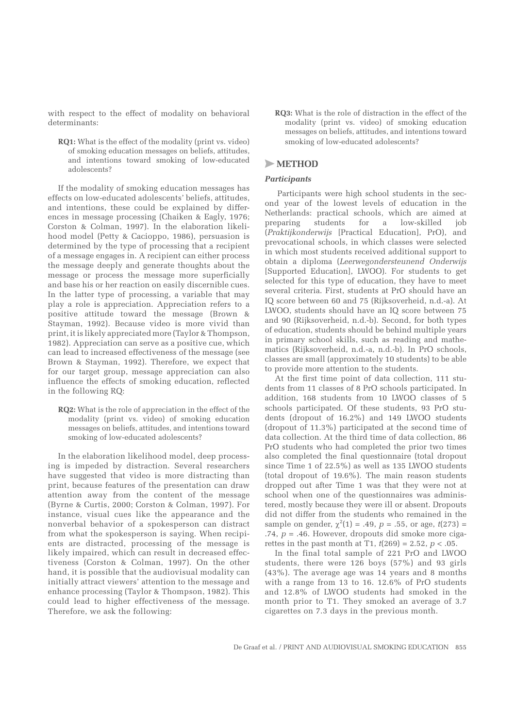with respect to the effect of modality on behavioral determinants:

> **RQ1:** What is the effect of the modality (print vs. video) of smoking education messages on beliefs, attitudes, and intentions toward smoking of low-educated adolescents?

If the modality of smoking education messages has effects on low-educated adolescents' beliefs, attitudes, and intentions, these could be explained by differences in message processing (Chaiken & Eagly, 1976; Corston & Colman, 1997). In the elaboration likelihood model (Petty & Cacioppo, 1986), persuasion is determined by the type of processing that a recipient of a message engages in. A recipient can either process the message deeply and generate thoughts about the message or process the message more superficially and base his or her reaction on easily discernible cues. In the latter type of processing, a variable that may play a role is appreciation. Appreciation refers to a positive attitude toward the message (Brown & Stayman, 1992). Because video is more vivid than print, it is likely appreciated more (Taylor & Thompson, 1982). Appreciation can serve as a positive cue, which can lead to increased effectiveness of the message (see Brown & Stayman, 1992). Therefore, we expect that for our target group, message appreciation can also influence the effects of smoking education, reflected in the following RQ:

> **RQ2:** What is the role of appreciation in the effect of the modality (print vs. video) of smoking education messages on beliefs, attitudes, and intentions toward smoking of low-educated adolescents?

In the elaboration likelihood model, deep processing is impeded by distraction. Several researchers have suggested that video is more distracting than print, because features of the presentation can draw attention away from the content of the message (Byrne & Curtis, 2000; Corston & Colman, 1997). For instance, visual cues like the appearance and the nonverbal behavior of a spokesperson can distract from what the spokesperson is saying. When recipients are distracted, processing of the message is likely impaired, which can result in decreased effectiveness (Corston & Colman, 1997). On the other hand, it is possible that the audiovisual modality can initially attract viewers' attention to the message and enhance processing (Taylor & Thompson, 1982). This could lead to higher effectiveness of the message. Therefore, we ask the following:

> **RQ3:** What is the role of distraction in the effect of the modality (print vs. video) of smoking education messages on beliefs, attitudes, and intentions toward smoking of low-educated adolescents?

## METHOD

### *Participants*

Participants were high school students in the second year of the lowest levels of education in the Netherlands: practical schools, which are aimed at preparing students for a low-skilled job (*Praktijkonderwijs* [Practical Education], PrO), and prevocational schools, in which classes were selected in which most students received additional support to obtain a diploma (*Leerwegondersteunend Onderwijs* [Supported Education], LWOO). For students to get selected for this type of education, they have to meet several criteria. First, students at PrO should have an IQ score between 60 and 75 (Rijksoverheid, n.d.-a). At LWOO, students should have an IQ score between 75 and 90 (Rijksoverheid, n.d.-b). Second, for both types of education, students should be behind multiple years in primary school skills, such as reading and mathematics (Rijksoverheid, n.d.-a, n.d.-b). In PrO schools, classes are small (approximately 10 students) to be able to provide more attention to the students.

At the first time point of data collection, 111 students from 11 classes of 8 PrO schools participated. In addition, 168 students from 10 LWOO classes of 5 schools participated. Of these students, 93 PrO students (dropout of 16.2%) and 149 LWOO students (dropout of 11.3%) participated at the second time of data collection. At the third time of data collection, 86 PrO students who had completed the prior two times also completed the final questionnaire (total dropout since Time 1 of 22.5%) as well as 135 LWOO students (total dropout of 19.6%). The main reason students dropped out after Time 1 was that they were not at school when one of the questionnaires was administered, mostly because they were ill or absent. Dropouts did not differ from the students who remained in the sample on gender, $\chi^2(1) = .49$, $p = .55$, or age, $t(273) = .74$, $p = .46$. However, dropouts did smoke more cigarettes in the past month at T1, $t(269) = 2.52$, $p < .05$.

In the final total sample of 221 PrO and LWOO students, there were 126 boys (57%) and 93 girls (43%). The average age was 14 years and 8 months with a range from 13 to 16. 12.6% of PrO students and 12.8% of LWOO students had smoked in the month prior to T1. They smoked an average of 3.7 cigarettes on 7.3 days in the previous month.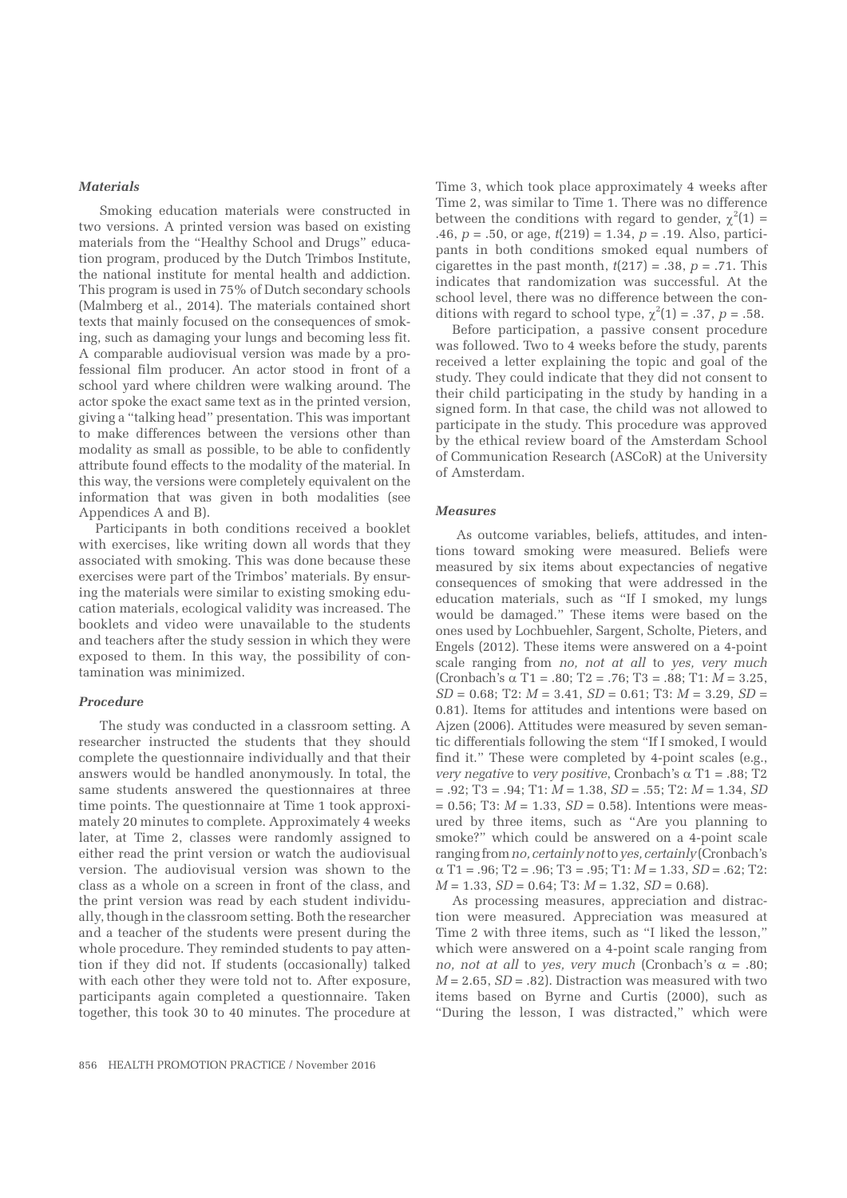### *Materials*

Smoking education materials were constructed in two versions. A printed version was based on existing materials from the "Healthy School and Drugs" education program, produced by the Dutch Trimbos Institute, the national institute for mental health and addiction. This program is used in 75% of Dutch secondary schools (Malmberg et al., 2014). The materials contained short texts that mainly focused on the consequences of smoking, such as damaging your lungs and becoming less fit. A comparable audiovisual version was made by a professional film producer. An actor stood in front of a school yard where children were walking around. The actor spoke the exact same text as in the printed version, giving a "talking head" presentation. This was important to make differences between the versions other than modality as small as possible, to be able to confidently attribute found effects to the modality of the material. In this way, the versions were completely equivalent on the information that was given in both modalities (see Appendices A and B).

Participants in both conditions received a booklet with exercises, like writing down all words that they associated with smoking. This was done because these exercises were part of the Trimbos' materials. By ensuring the materials were similar to existing smoking education materials, ecological validity was increased. The booklets and video were unavailable to the students and teachers after the study session in which they were exposed to them. In this way, the possibility of contamination was minimized.

### *Procedure*

The study was conducted in a classroom setting. A researcher instructed the students that they should complete the questionnaire individually and that their answers would be handled anonymously. In total, the same students answered the questionnaires at three time points. The questionnaire at Time 1 took approximately 20 minutes to complete. Approximately 4 weeks later, at Time 2, classes were randomly assigned to either read the print version or watch the audiovisual version. The audiovisual version was shown to the class as a whole on a screen in front of the class, and the print version was read by each student individually, though in the classroom setting. Both the researcher and a teacher of the students were present during the whole procedure. They reminded students to pay attention if they did not. If students (occasionally) talked with each other they were told not to. After exposure, participants again completed a questionnaire. Taken together, this took 30 to 40 minutes. The procedure at Time 3, which took place approximately 4 weeks after Time 2, was similar to Time 1. There was no difference between the conditions with regard to gender, $\chi^2(1) = .46$, $p = .50$, or age, $t(219) = 1.34$, $p = .19$. Also, participants in both conditions smoked equal numbers of cigarettes in the past month, $t(217) = .38$, $p = .71$. This indicates that randomization was successful. At the school level, there was no difference between the conditions with regard to school type, $\chi^2(1) = .37$, $p = .58$.

Before participation, a passive consent procedure was followed. Two to 4 weeks before the study, parents received a letter explaining the topic and goal of the study. They could indicate that they did not consent to their child participating in the study by handing in a signed form. In that case, the child was not allowed to participate in the study. This procedure was approved by the ethical review board of the Amsterdam School of Communication Research (ASCoR) at the University of Amsterdam.

### *Measures*

As outcome variables, beliefs, attitudes, and intentions toward smoking were measured. Beliefs were measured by six items about expectancies of negative consequences of smoking that were addressed in the education materials, such as "If I smoked, my lungs would be damaged." These items were based on the ones used by Lochbuehler, Sargent, Scholte, Pieters, and Engels (2012). These items were answered on a 4-point scale ranging from *no, not at all* to *yes, very much* (Cronbach's $\alpha$ T1 = .80; T2 = .76; T3 = .88; T1: $M = 3.25$, $SD = 0.68$; T2: $M = 3.41$, $SD = 0.61$; T3: $M = 3.29$, $SD = 0.81$). Items for attitudes and intentions were based on Ajzen (2006). Attitudes were measured by seven semantic differentials following the stem "If I smoked, I would find it." These were completed by 4-point scales (e.g., *very negative* to *very positive*, Cronbach's $\alpha$ T1 = .88; T2 = .92; T3 = .94; T1: $M = 1.38$, $SD = .55$; T2: $M = 1.34$, $SD = 0.56$; T3: $M = 1.33$, $SD = 0.58$). Intentions were measured by three items, such as "Are you planning to smoke?" which could be answered on a 4-point scale ranging from *no, certainly not* to *yes, certainly* (Cronbach's $\alpha$ T1 = .96; T2 = .96; T3 = .95; T1: $M = 1.33$, $SD = .62$; T2: $M = 1.33$, $SD = 0.64$; T3: $M = 1.32$, $SD = 0.68$).

As processing measures, appreciation and distraction were measured. Appreciation was measured at Time 2 with three items, such as "I liked the lesson," which were answered on a 4-point scale ranging from *no, not at all* to *yes, very much* (Cronbach's $\alpha$ = .80; $M = 2.65$, $SD = .82$). Distraction was measured with two items based on Byrne and Curtis (2000), such as "During the lesson, I was distracted," which were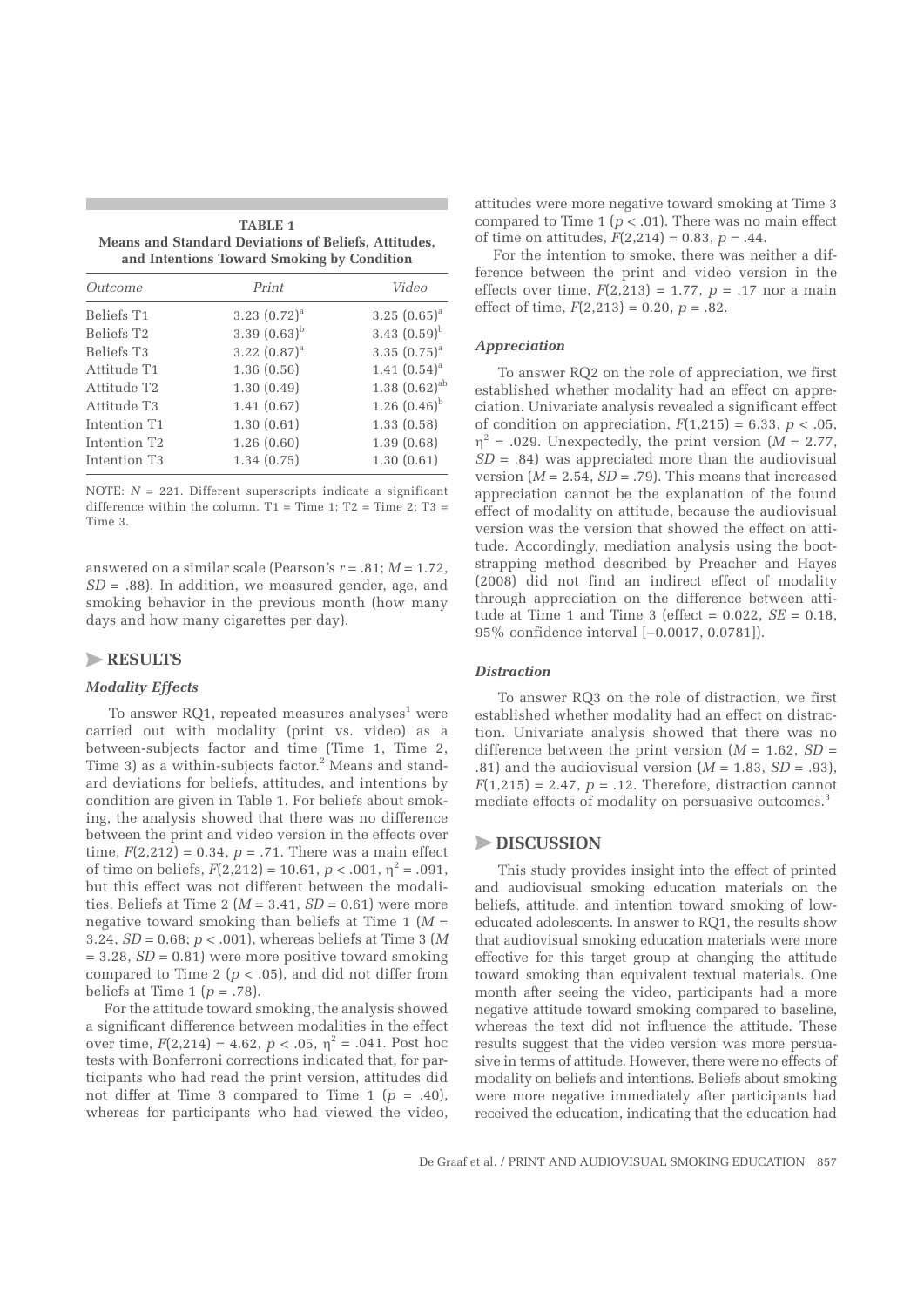**TABLE 1**
**Means and Standard Deviations of Beliefs, Attitudes, and Intentions Toward Smoking by Condition**

| *Outcome* | *Print* | *Video* |
|---|---|---|
| Beliefs T1 | 3.23 (0.72)[a] | 3.25 (0.65)[a] |
| Beliefs T2 | 3.39 (0.63)[b] | 3.43 (0.59)[b] |
| Beliefs T3 | 3.22 (0.87)[a] | 3.35 (0.75)[a] |
| Attitude T1 | 1.36 (0.56) | 1.41 (0.54)[a] |
| Attitude T2 | 1.30 (0.49) | 1.38 (0.62)[ab] |
| Attitude T3 | 1.41 (0.67) | 1.26 (0.46)[b] |
| Intention T1 | 1.30 (0.61) | 1.33 (0.58) |
| Intention T2 | 1.26 (0.60) | 1.39 (0.68) |
| Intention T3 | 1.34 (0.75) | 1.30 (0.61) |

NOTE: $N$ = 221. Different superscripts indicate a significant difference within the column. T1 = Time 1; T2 = Time 2; T3 = Time 3.

answered on a similar scale (Pearson's $r = .81$; $M = 1.72$, $SD = .88$). In addition, we measured gender, age, and smoking behavior in the previous month (how many days and how many cigarettes per day).

## RESULTS

### *Modality Effects*

To answer RQ1, repeated measures analyses[1] were carried out with modality (print vs. video) as a between-subjects factor and time (Time 1, Time 2, Time 3) as a within-subjects factor.[2] Means and standard deviations for beliefs, attitudes, and intentions by condition are given in Table 1. For beliefs about smoking, the analysis showed that there was no difference between the print and video version in the effects over time, $F(2,212) = 0.34$, $p = .71$. There was a main effect of time on beliefs, $F(2,212) = 10.61$, $p < .001$, $\eta^2 = .091$, but this effect was not different between the modalities. Beliefs at Time 2 ($M = 3.41$, $SD = 0.61$) were more negative toward smoking than beliefs at Time 1 ($M = 3.24$, $SD = 0.68$; $p < .001$), whereas beliefs at Time 3 ($M = 3.28$, $SD = 0.81$) were more positive toward smoking compared to Time 2 ($p < .05$), and did not differ from beliefs at Time 1 ($p = .78$).

For the attitude toward smoking, the analysis showed a significant difference between modalities in the effect over time, $F(2,214) = 4.62$, $p < .05$, $\eta^2 = .041$. Post hoc tests with Bonferroni corrections indicated that, for participants who had read the print version, attitudes did not differ at Time 3 compared to Time 1 ($p = .40$), whereas for participants who had viewed the video, attitudes were more negative toward smoking at Time 3 compared to Time 1 ($p < .01$). There was no main effect of time on attitudes, $F(2,214) = 0.83$, $p = .44$.

For the intention to smoke, there was neither a difference between the print and video version in the effects over time, $F(2,213) = 1.77$, $p = .17$ nor a main effect of time, $F(2,213) = 0.20$, $p = .82$.

### *Appreciation*

To answer RQ2 on the role of appreciation, we first established whether modality had an effect on appreciation. Univariate analysis revealed a significant effect of condition on appreciation, $F(1,215) = 6.33$, $p < .05$, $\eta^2 = .029$. Unexpectedly, the print version ($M = 2.77$, $SD = .84$) was appreciated more than the audiovisual version ($M = 2.54$, $SD = .79$). This means that increased appreciation cannot be the explanation of the found effect of modality on attitude, because the audiovisual version was the version that showed the effect on attitude. Accordingly, mediation analysis using the bootstrapping method described by Preacher and Hayes (2008) did not find an indirect effect of modality through appreciation on the difference between attitude at Time 1 and Time 3 (effect = 0.022, $SE = 0.18$, 95% confidence interval [−0.0017, 0.0781]).

### *Distraction*

To answer RQ3 on the role of distraction, we first established whether modality had an effect on distraction. Univariate analysis showed that there was no difference between the print version ($M = 1.62$, $SD = .81$) and the audiovisual version ($M = 1.83$, $SD = .93$), $F(1,215) = 2.47$, $p = .12$. Therefore, distraction cannot mediate effects of modality on persuasive outcomes.[3]

## DISCUSSION

This study provides insight into the effect of printed and audiovisual smoking education materials on the beliefs, attitude, and intention toward smoking of low-educated adolescents. In answer to RQ1, the results show that audiovisual smoking education materials were more effective for this target group at changing the attitude toward smoking than equivalent textual materials. One month after seeing the video, participants had a more negative attitude toward smoking compared to baseline, whereas the text did not influence the attitude. These results suggest that the video version was more persuasive in terms of attitude. However, there were no effects of modality on beliefs and intentions. Beliefs about smoking were more negative immediately after participants had received the education, indicating that the education had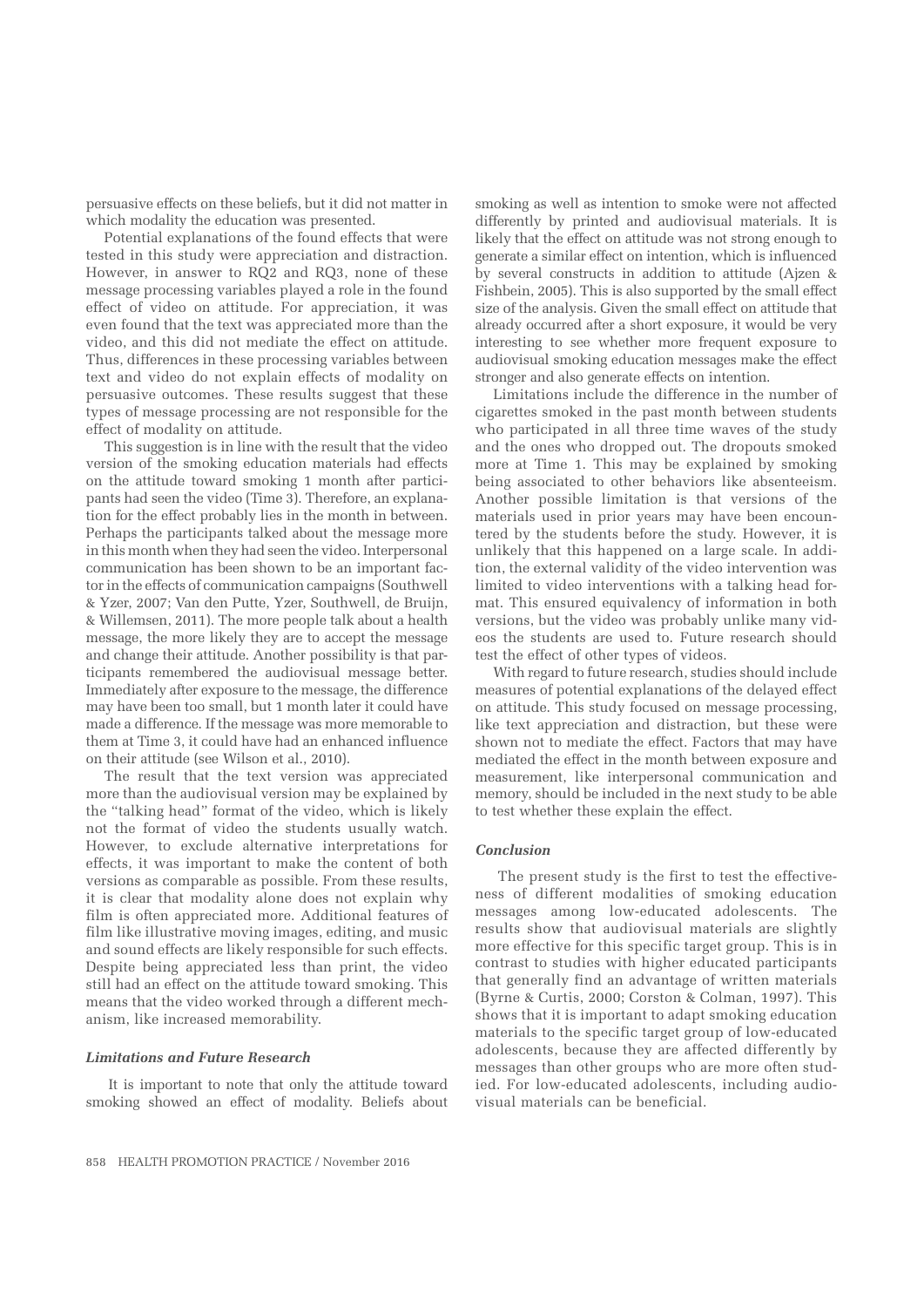persuasive effects on these beliefs, but it did not matter in which modality the education was presented.

Potential explanations of the found effects that were tested in this study were appreciation and distraction. However, in answer to RQ2 and RQ3, none of these message processing variables played a role in the found effect of video on attitude. For appreciation, it was even found that the text was appreciated more than the video, and this did not mediate the effect on attitude. Thus, differences in these processing variables between text and video do not explain effects of modality on persuasive outcomes. These results suggest that these types of message processing are not responsible for the effect of modality on attitude.

This suggestion is in line with the result that the video version of the smoking education materials had effects on the attitude toward smoking 1 month after participants had seen the video (Time 3). Therefore, an explanation for the effect probably lies in the month in between. Perhaps the participants talked about the message more in this month when they had seen the video. Interpersonal communication has been shown to be an important factor in the effects of communication campaigns (Southwell & Yzer, 2007; Van den Putte, Yzer, Southwell, de Bruijn, & Willemsen, 2011). The more people talk about a health message, the more likely they are to accept the message and change their attitude. Another possibility is that participants remembered the audiovisual message better. Immediately after exposure to the message, the difference may have been too small, but 1 month later it could have made a difference. If the message was more memorable to them at Time 3, it could have had an enhanced influence on their attitude (see Wilson et al., 2010).

The result that the text version was appreciated more than the audiovisual version may be explained by the "talking head" format of the video, which is likely not the format of video the students usually watch. However, to exclude alternative interpretations for effects, it was important to make the content of both versions as comparable as possible. From these results, it is clear that modality alone does not explain why film is often appreciated more. Additional features of film like illustrative moving images, editing, and music and sound effects are likely responsible for such effects. Despite being appreciated less than print, the video still had an effect on the attitude toward smoking. This means that the video worked through a different mechanism, like increased memorability.

### *Limitations and Future Research*

It is important to note that only the attitude toward smoking showed an effect of modality. Beliefs about smoking as well as intention to smoke were not affected differently by printed and audiovisual materials. It is likely that the effect on attitude was not strong enough to generate a similar effect on intention, which is influenced by several constructs in addition to attitude (Ajzen & Fishbein, 2005). This is also supported by the small effect size of the analysis. Given the small effect on attitude that already occurred after a short exposure, it would be very interesting to see whether more frequent exposure to audiovisual smoking education messages make the effect stronger and also generate effects on intention.

Limitations include the difference in the number of cigarettes smoked in the past month between students who participated in all three time waves of the study and the ones who dropped out. The dropouts smoked more at Time 1. This may be explained by smoking being associated to other behaviors like absenteeism. Another possible limitation is that versions of the materials used in prior years may have been encountered by the students before the study. However, it is unlikely that this happened on a large scale. In addition, the external validity of the video intervention was limited to video interventions with a talking head format. This ensured equivalency of information in both versions, but the video was probably unlike many videos the students are used to. Future research should test the effect of other types of videos.

With regard to future research, studies should include measures of potential explanations of the delayed effect on attitude. This study focused on message processing, like text appreciation and distraction, but these were shown not to mediate the effect. Factors that may have mediated the effect in the month between exposure and measurement, like interpersonal communication and memory, should be included in the next study to be able to test whether these explain the effect.

### *Conclusion*

The present study is the first to test the effectiveness of different modalities of smoking education messages among low-educated adolescents. The results show that audiovisual materials are slightly more effective for this specific target group. This is in contrast to studies with higher educated participants that generally find an advantage of written materials (Byrne & Curtis, 2000; Corston & Colman, 1997). This shows that it is important to adapt smoking education materials to the specific target group of low-educated adolescents, because they are affected differently by messages than other groups who are more often studied. For low-educated adolescents, including audiovisual materials can be beneficial.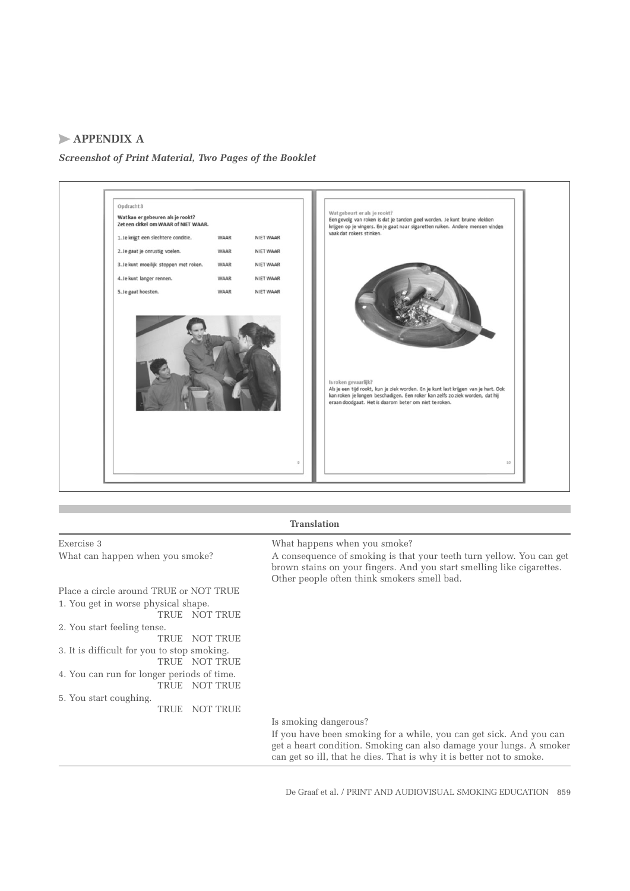## APPENDIX A

***Screenshot of Print Material, Two Pages of the Booklet***

Opdracht 3

**Wat kan er gebeuren als je rookt?**
**Zet een cirkel om WAAR of NIET WAAR.**

1. Je krijgt een slechtere conditie. WAAR NIET WAAR
2. Je gaat je onrustig voelen. WAAR NIET WAAR
3. Je kunt moeilijk stoppen met roken. WAAR NIET WAAR
4. Je kunt langer rennen. WAAR NIET WAAR
5. Je gaat hoesten. WAAR NIET WAAR

Wat gebeurt er als je rookt?
Een gevolg van roken is dat je tanden geel worden. Je kunt bruine vlekken krijgen op je vingers. En je gaat naar sigaretten ruiken. Andere mensen vinden vaak dat rokers stinken.

Is roken gevaarlijk?
Als je een tijd rookt, kun je ziek worden. En je kunt last krijgen van je hart. Ook kan roken je longen beschadigen. Een roker kan zelfs zo ziek worden, dat hij eraan doodgaat. Het is daarom beter om niet te roken.

**Translation**

Exercise 3

What can happen when you smoke?

Place a circle around TRUE or NOT TRUE

1. You get in worse physical shape. TRUE NOT TRUE
2. You start feeling tense. TRUE NOT TRUE
3. It is difficult for you to stop smoking. TRUE NOT TRUE
4. You can run for longer periods of time. TRUE NOT TRUE
5. You start coughing. TRUE NOT TRUE

What happens when you smoke?

A consequence of smoking is that your teeth turn yellow. You can get brown stains on your fingers. And you start smelling like cigarettes. Other people often think smokers smell bad.

Is smoking dangerous?

If you have been smoking for a while, you can get sick. And you can get a heart condition. Smoking can also damage your lungs. A smoker can get so ill, that he dies. That is why it is better not to smoke.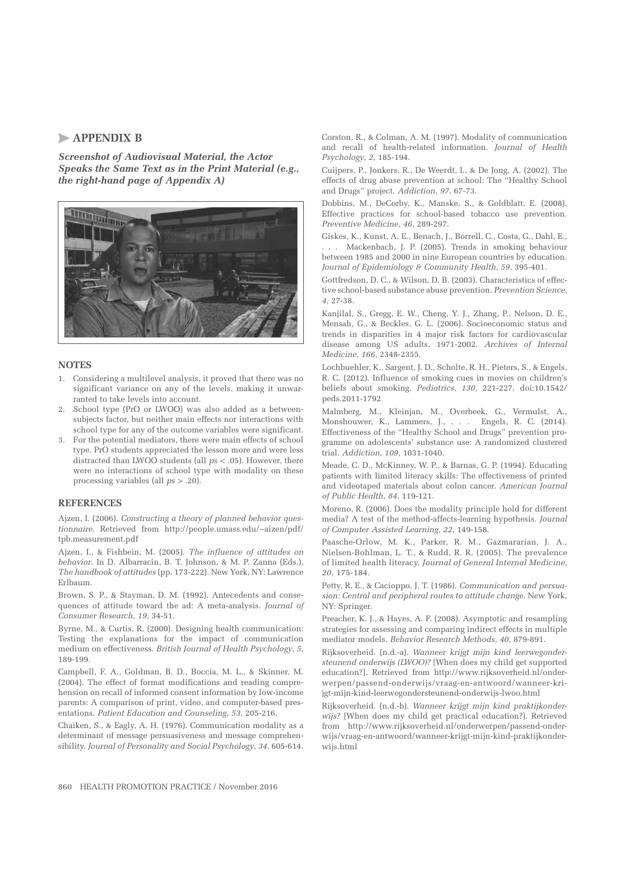## APPENDIX B

***Screenshot of Audiovisual Material, the Actor Speaks the Same Text as in the Print Material (e.g., the right-hand page of Appendix A)***

### NOTES

1. Considering a multilevel analysis, it proved that there was no significant variance on any of the levels, making it unwarranted to take levels into account.
2. School type (PrO or LWOO) was also added as a between-subjects factor, but neither main effects nor interactions with school type for any of the outcome variables were significant.
3. For the potential mediators, there were main effects of school type. PrO students appreciated the lesson more and were less distracted than LWOO students (all *p*s < .05). However, there were no interactions of school type with modality on these processing variables (all *p*s > .20).

### REFERENCES

Ajzen, I. (2006). *Constructing a theory of planned behavior questionnaire.* Retrieved from http://people.umass.edu/~aizen/pdf/tpb.measurement.pdf

Ajzen, I., & Fishbein, M. (2005). *The influence of attitudes on behavior.* In D. Albarracin, B. T. Johnson, & M. P. Zanna (Eds.), *The handbook of attitudes* (pp. 173-222). New York, NY: Lawrence Erlbaum.

Brown, S. P., & Stayman, D. M. (1992). Antecedents and consequences of attitude toward the ad: A meta-analysis. *Journal of Consumer Research*, *19*, 34-51.

Byrne, M., & Curtis, R. (2000). Designing health communication: Testing the explanations for the impact of communication medium on effectiveness. *British Journal of Health Psychology*, *5*, 189-199.

Campbell, F. A., Goldman, B. D., Boccia, M. L., & Skinner, M. (2004). The effect of format modifications and reading comprehension on recall of informed consent information by low-income parents: A comparison of print, video, and computer-based presentations. *Patient Education and Counseling*, *53*, 205-216.

Chaiken, S., & Eagly, A. H. (1976). Communication modality as a determinant of message persuasiveness and message comprehensibility. *Journal of Personality and Social Psychology*, *34*, 605-614.

Corston, R., & Colman, A. M. (1997). Modality of communication and recall of health-related information. *Journal of Health Psychology*, *2*, 185-194.

Cuijpers, P., Jonkers, R., De Weerdt, I., & De Jong, A. (2002). The effects of drug abuse prevention at school: The "Healthy School and Drugs" project. *Addiction*, *97*, 67-73.

Dobbins, M., DeCorby, K., Manske, S., & Goldblatt, E. (2008). Effective practices for school-based tobacco use prevention. *Preventive Medicine*, *46*, 289-297.

Giskes, K., Kunst, A. E., Benach, J., Borrell, C., Costa, G., Dahl, E., . . . Mackenbach, J. P. (2005). Trends in smoking behaviour between 1985 and 2000 in nine European countries by education. *Journal of Epidemiology & Community Health*, *59*, 395-401.

Gottfredson, D. C., & Wilson, D. B. (2003). Characteristics of effective school-based substance abuse prevention. *Prevention Science*, *4*, 27-38.

Kanjilal, S., Gregg, E. W., Cheng, Y. J., Zhang, P., Nelson, D. E., Mensah, G., & Beckles, G. L. (2006). Socioeconomic status and trends in disparities in 4 major risk factors for cardiovascular disease among US adults, 1971-2002. *Archives of Internal Medicine*, *166*, 2348-2355.

Lochbuehler, K., Sargent, J. D., Scholte, R. H., Pieters, S., & Engels, R. C. (2012). Influence of smoking cues in movies on children's beliefs about smoking. *Pediatrics*, *130*, 221-227. doi:10.1542/peds.2011-1792

Malmberg, M., Kleinjan, M., Overbeek, G., Vermulst, A., Monshouwer, K., Lammers, J., . . . Engels, R. C. (2014). Effectiveness of the "Healthy School and Drugs" prevention programme on adolescents' substance use: A randomized clustered trial. *Addiction*, *109*, 1031-1040.

Meade, C. D., McKinney, W. P., & Barnas, G. P. (1994). Educating patients with limited literacy skills: The effectiveness of printed and videotaped materials about colon cancer. *American Journal of Public Health*, *84*, 119-121.

Moreno, R. (2006). Does the modality principle hold for different media? A test of the method-affects-learning hypothesis. *Journal of Computer Assisted Learning*, *22*, 149-158.

Paasche-Orlow, M. K., Parker, R. M., Gazmararian, J. A., Nielsen-Bohlman, L. T., & Rudd, R. R. (2005). The prevalence of limited health literacy. *Journal of General Internal Medicine*, *20*, 175-184.

Petty, R. E., & Cacioppo, J. T. (1986). *Communication and persuasion: Central and peripheral routes to attitude change.* New York, NY: Springer.

Preacher, K. J., & Hayes, A. F. (2008). Asymptotic and resampling strategies for assessing and comparing indirect effects in multiple mediator models. *Behavior Research Methods*, *40*, 879-891.

Rijksoverheid. (n.d.-a). *Wanneer krijgt mijn kind leerwegondersteunend onderwijs (LWOO)?* [When does my child get supported education?]. Retrieved from http://www.rijksoverheid.nl/onderwerpen/passend-onderwijs/vraag-en-antwoord/wanneer-krijgt-mijn-kind-leerwegondersteunend-onderwijs-lwoo.html

Rijksoverheid. (n.d.-b). *Wanneer krijgt mijn kind praktijkonderwijs?* [When does my child get practical education?]. Retrieved from http://www.rijksoverheid.nl/onderwerpen/passend-onderwijs/vraag-en-antwoord/wanneer-krijgt-mijn-kind-praktijkonderwijs.html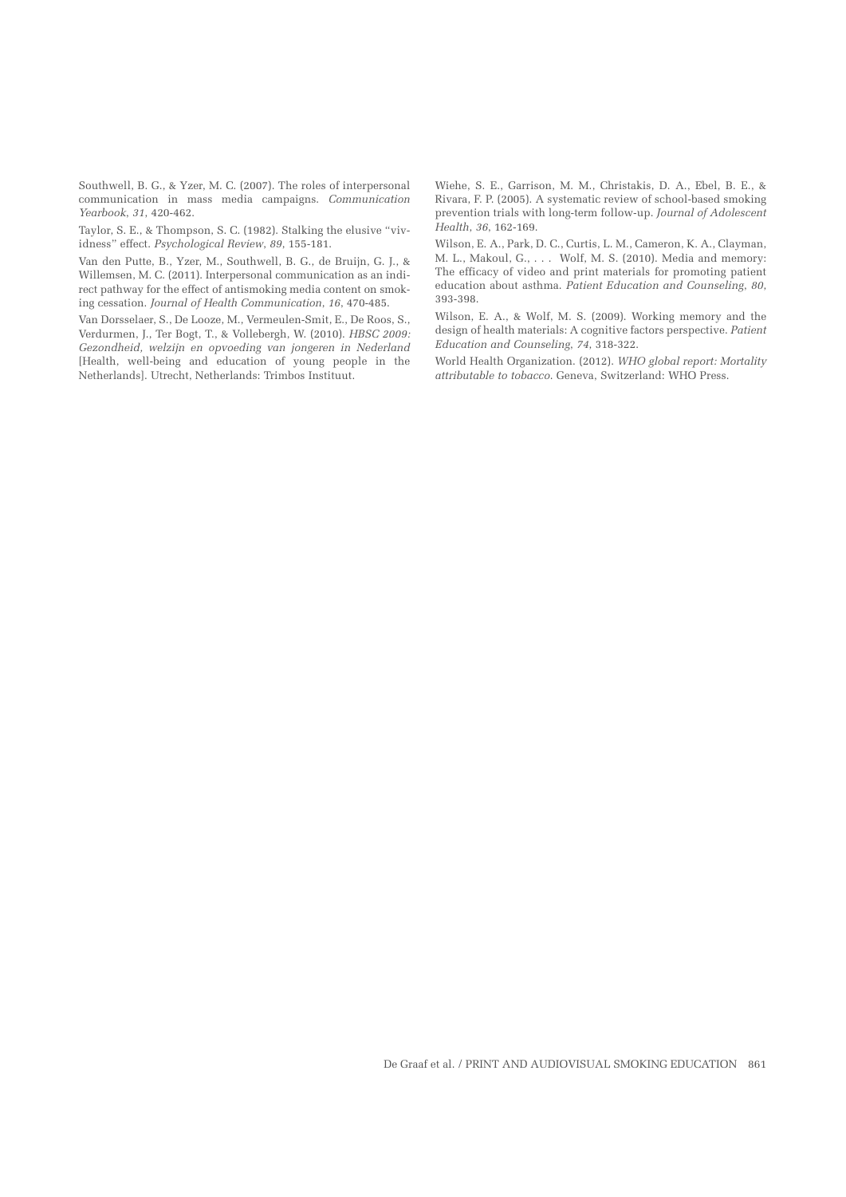Southwell, B. G., & Yzer, M. C. (2007). The roles of interpersonal communication in mass media campaigns. *Communication Yearbook*, *31*, 420-462.

Taylor, S. E., & Thompson, S. C. (1982). Stalking the elusive "vividness" effect. *Psychological Review*, *89*, 155-181.

Van den Putte, B., Yzer, M., Southwell, B. G., de Bruijn, G. J., & Willemsen, M. C. (2011). Interpersonal communication as an indirect pathway for the effect of antismoking media content on smoking cessation. *Journal of Health Communication*, *16*, 470-485.

Van Dorsselaer, S., De Looze, M., Vermeulen-Smit, E., De Roos, S., Verdurmen, J., Ter Bogt, T., & Vollebergh, W. (2010). *HBSC 2009: Gezondheid, welzijn en opvoeding van jongeren in Nederland* [Health, well-being and education of young people in the Netherlands]. Utrecht, Netherlands: Trimbos Instituut.

Wiehe, S. E., Garrison, M. M., Christakis, D. A., Ebel, B. E., & Rivara, F. P. (2005). A systematic review of school-based smoking prevention trials with long-term follow-up. *Journal of Adolescent Health*, *36*, 162-169.

Wilson, E. A., Park, D. C., Curtis, L. M., Cameron, K. A., Clayman, M. L., Makoul, G., . . . Wolf, M. S. (2010). Media and memory: The efficacy of video and print materials for promoting patient education about asthma. *Patient Education and Counseling*, *80*, 393-398.

Wilson, E. A., & Wolf, M. S. (2009). Working memory and the design of health materials: A cognitive factors perspective. *Patient Education and Counseling*, *74*, 318-322.

World Health Organization. (2012). *WHO global report: Mortality attributable to tobacco*. Geneva, Switzerland: WHO Press.